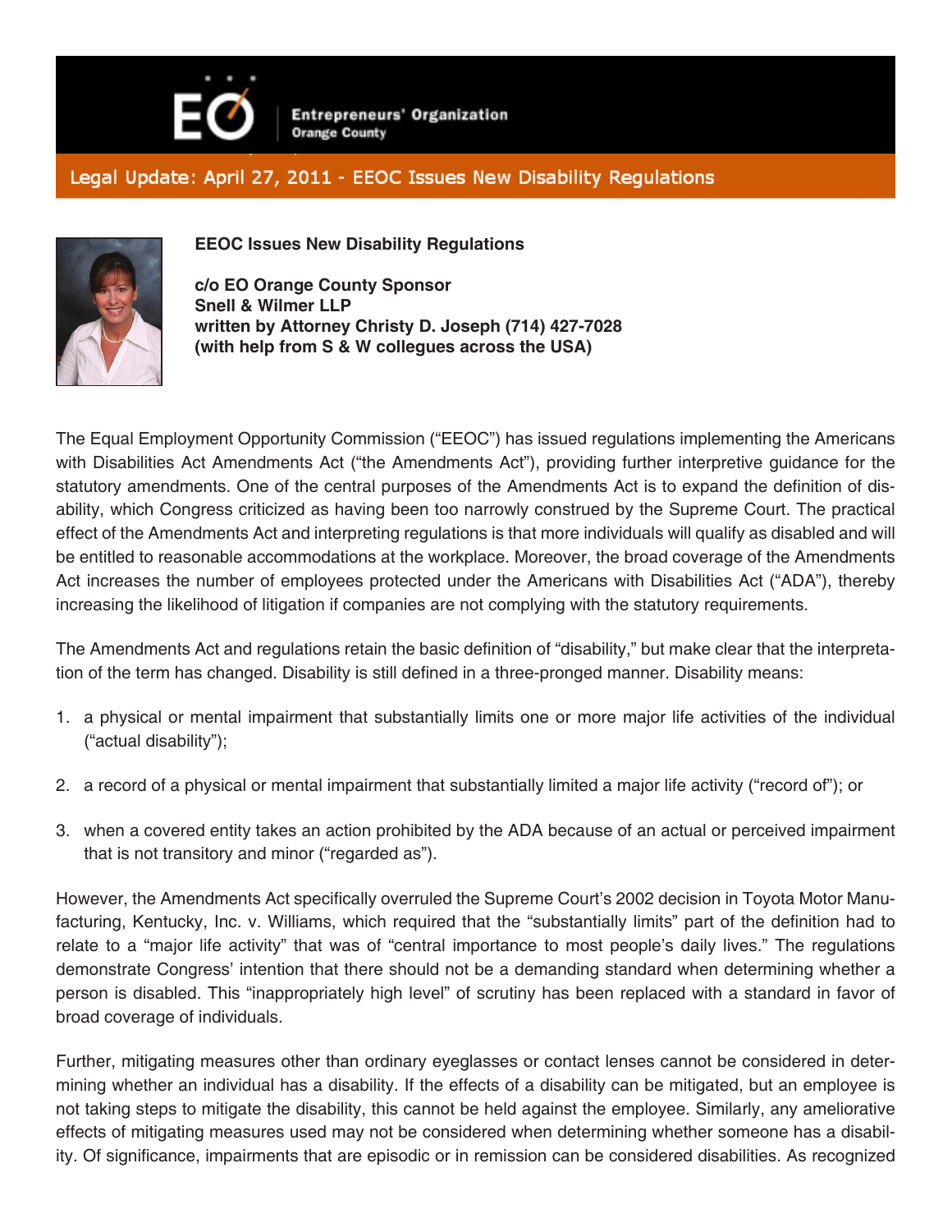Entrepreneurs' Organization
Orange County

## Legal Update: April 27, 2011 - EEOC Issues New Disability Regulations

**EEOC Issues New Disability Regulations**

**c/o EO Orange County Sponsor**
**Snell & Wilmer LLP**
**written by Attorney Christy D. Joseph (714) 427-7028**
**(with help from S & W collegues across the USA)**

The Equal Employment Opportunity Commission ("EEOC") has issued regulations implementing the Americans with Disabilities Act Amendments Act ("the Amendments Act"), providing further interpretive guidance for the statutory amendments. One of the central purposes of the Amendments Act is to expand the definition of disability, which Congress criticized as having been too narrowly construed by the Supreme Court. The practical effect of the Amendments Act and interpreting regulations is that more individuals will qualify as disabled and will be entitled to reasonable accommodations at the workplace. Moreover, the broad coverage of the Amendments Act increases the number of employees protected under the Americans with Disabilities Act ("ADA"), thereby increasing the likelihood of litigation if companies are not complying with the statutory requirements.

The Amendments Act and regulations retain the basic definition of "disability," but make clear that the interpretation of the term has changed. Disability is still defined in a three-pronged manner. Disability means:

1. a physical or mental impairment that substantially limits one or more major life activities of the individual ("actual disability");
2. a record of a physical or mental impairment that substantially limited a major life activity ("record of"); or
3. when a covered entity takes an action prohibited by the ADA because of an actual or perceived impairment that is not transitory and minor ("regarded as").

However, the Amendments Act specifically overruled the Supreme Court's 2002 decision in Toyota Motor Manufacturing, Kentucky, Inc. v. Williams, which required that the "substantially limits" part of the definition had to relate to a "major life activity" that was of "central importance to most people's daily lives." The regulations demonstrate Congress' intention that there should not be a demanding standard when determining whether a person is disabled. This "inappropriately high level" of scrutiny has been replaced with a standard in favor of broad coverage of individuals.

Further, mitigating measures other than ordinary eyeglasses or contact lenses cannot be considered in determining whether an individual has a disability. If the effects of a disability can be mitigated, but an employee is not taking steps to mitigate the disability, this cannot be held against the employee. Similarly, any ameliorative effects of mitigating measures used may not be considered when determining whether someone has a disability. Of significance, impairments that are episodic or in remission can be considered disabilities. As recognized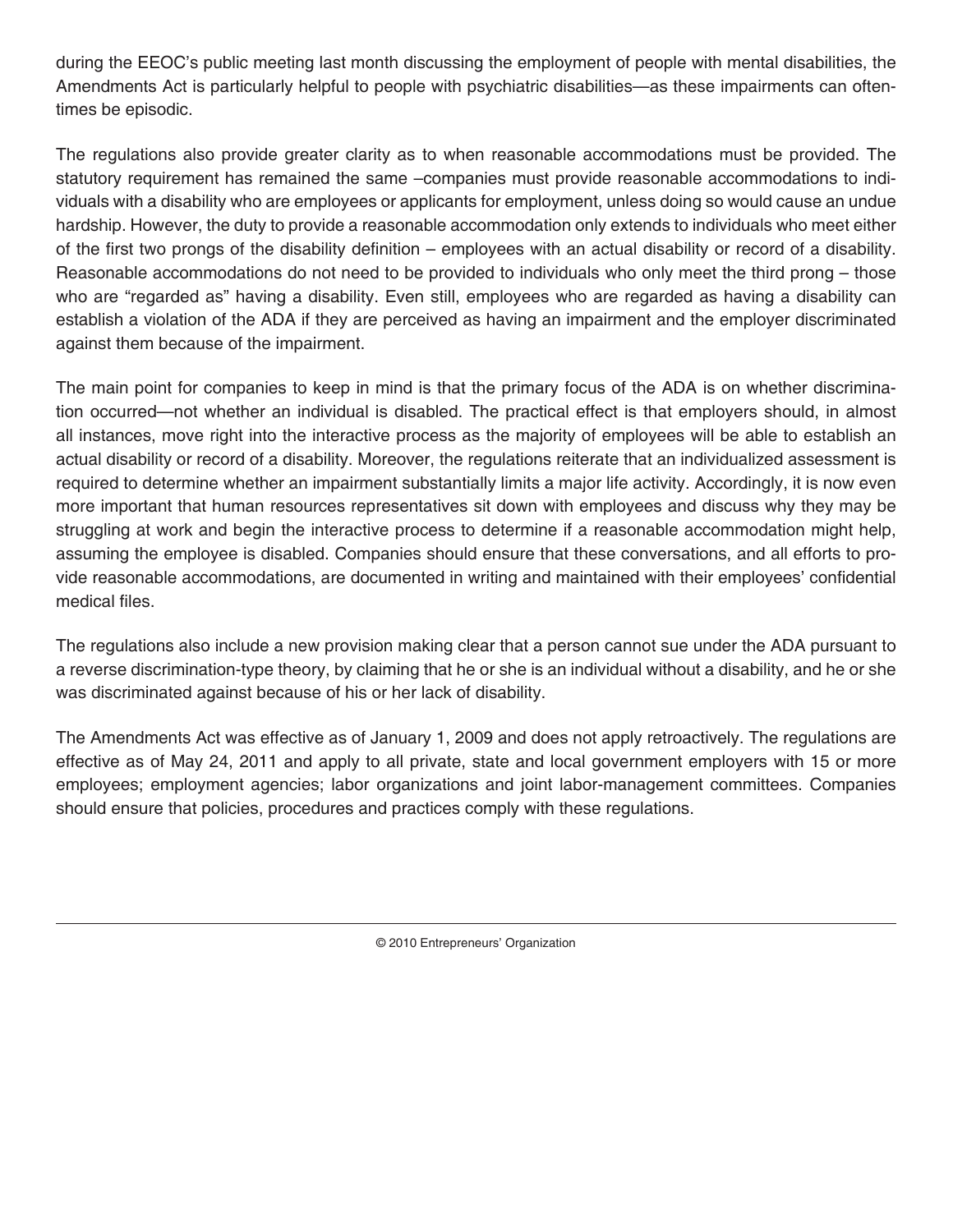during the EEOC's public meeting last month discussing the employment of people with mental disabilities, the Amendments Act is particularly helpful to people with psychiatric disabilities—as these impairments can oftentimes be episodic.

The regulations also provide greater clarity as to when reasonable accommodations must be provided. The statutory requirement has remained the same –companies must provide reasonable accommodations to individuals with a disability who are employees or applicants for employment, unless doing so would cause an undue hardship. However, the duty to provide a reasonable accommodation only extends to individuals who meet either of the first two prongs of the disability definition – employees with an actual disability or record of a disability. Reasonable accommodations do not need to be provided to individuals who only meet the third prong – those who are "regarded as" having a disability. Even still, employees who are regarded as having a disability can establish a violation of the ADA if they are perceived as having an impairment and the employer discriminated against them because of the impairment.

The main point for companies to keep in mind is that the primary focus of the ADA is on whether discrimination occurred—not whether an individual is disabled. The practical effect is that employers should, in almost all instances, move right into the interactive process as the majority of employees will be able to establish an actual disability or record of a disability. Moreover, the regulations reiterate that an individualized assessment is required to determine whether an impairment substantially limits a major life activity. Accordingly, it is now even more important that human resources representatives sit down with employees and discuss why they may be struggling at work and begin the interactive process to determine if a reasonable accommodation might help, assuming the employee is disabled. Companies should ensure that these conversations, and all efforts to provide reasonable accommodations, are documented in writing and maintained with their employees' confidential medical files.

The regulations also include a new provision making clear that a person cannot sue under the ADA pursuant to a reverse discrimination-type theory, by claiming that he or she is an individual without a disability, and he or she was discriminated against because of his or her lack of disability.

The Amendments Act was effective as of January 1, 2009 and does not apply retroactively. The regulations are effective as of May 24, 2011 and apply to all private, state and local government employers with 15 or more employees; employment agencies; labor organizations and joint labor-management committees. Companies should ensure that policies, procedures and practices comply with these regulations.

© 2010 Entrepreneurs' Organization